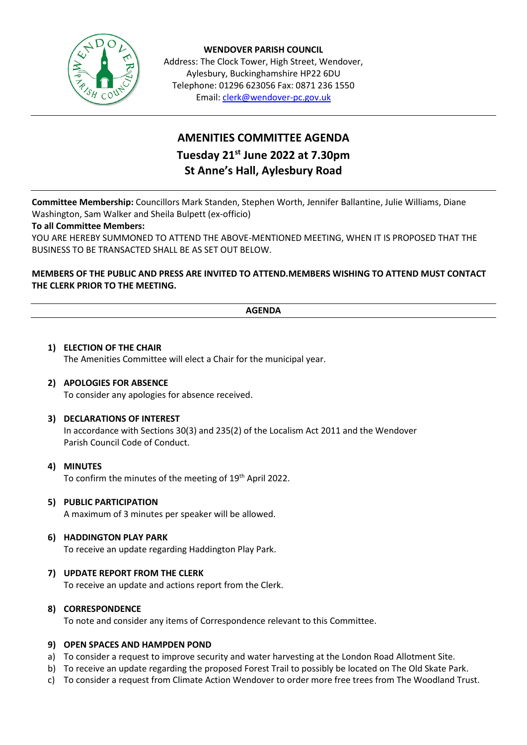**WENDOVER PARISH COUNCIL**
Address: The Clock Tower, High Street, Wendover, Aylesbury, Buckinghamshire HP22 6DU
Telephone: 01296 623056 Fax: 0871 236 1550
Email: clerk@wendover-pc.gov.uk

# AMENITIES COMMITTEE AGENDA
## Tuesday 21st June 2022 at 7.30pm
## St Anne's Hall, Aylesbury Road

**Committee Membership:** Councillors Mark Standen, Stephen Worth, Jennifer Ballantine, Julie Williams, Diane Washington, Sam Walker and Sheila Bulpett (ex-officio)

**To all Committee Members:**

YOU ARE HEREBY SUMMONED TO ATTEND THE ABOVE-MENTIONED MEETING, WHEN IT IS PROPOSED THAT THE BUSINESS TO BE TRANSACTED SHALL BE AS SET OUT BELOW.

**MEMBERS OF THE PUBLIC AND PRESS ARE INVITED TO ATTEND.MEMBERS WISHING TO ATTEND MUST CONTACT THE CLERK PRIOR TO THE MEETING.**

**AGENDA**

1) **ELECTION OF THE CHAIR**
   The Amenities Committee will elect a Chair for the municipal year.

2) **APOLOGIES FOR ABSENCE**
   To consider any apologies for absence received.

3) **DECLARATIONS OF INTEREST**
   In accordance with Sections 30(3) and 235(2) of the Localism Act 2011 and the Wendover Parish Council Code of Conduct.

4) **MINUTES**
   To confirm the minutes of the meeting of 19th April 2022.

5) **PUBLIC PARTICIPATION**
   A maximum of 3 minutes per speaker will be allowed.

6) **HADDINGTON PLAY PARK**
   To receive an update regarding Haddington Play Park.

7) **UPDATE REPORT FROM THE CLERK**
   To receive an update and actions report from the Clerk.

8) **CORRESPONDENCE**
   To note and consider any items of Correspondence relevant to this Committee.

9) **OPEN SPACES AND HAMPDEN POND**

a) To consider a request to improve security and water harvesting at the London Road Allotment Site.
b) To receive an update regarding the proposed Forest Trail to possibly be located on The Old Skate Park.
c) To consider a request from Climate Action Wendover to order more free trees from The Woodland Trust.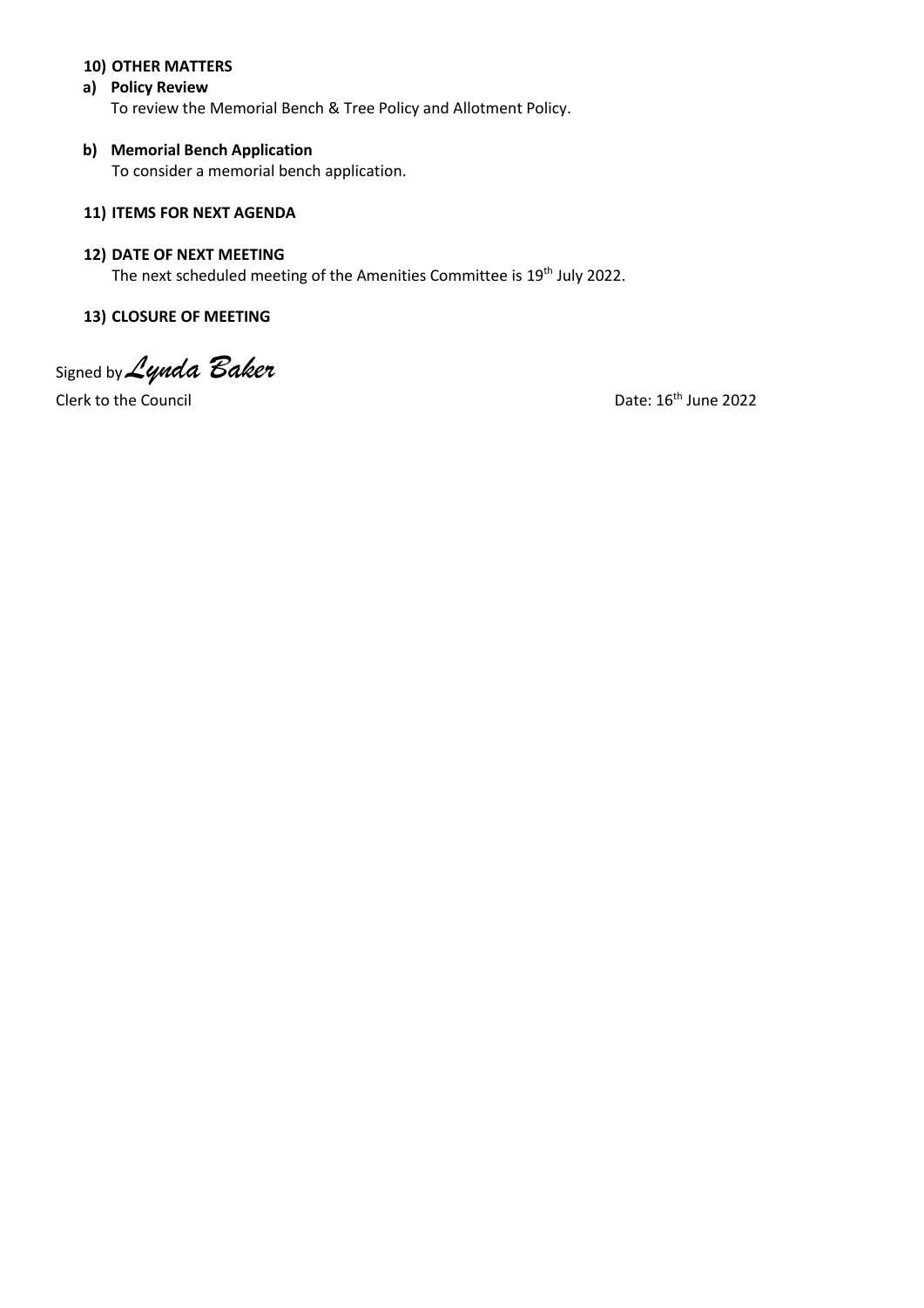**10) OTHER MATTERS**

**a) Policy Review**

To review the Memorial Bench & Tree Policy and Allotment Policy.

**b) Memorial Bench Application**

To consider a memorial bench application.

**11) ITEMS FOR NEXT AGENDA**

**12) DATE OF NEXT MEETING**

The next scheduled meeting of the Amenities Committee is 19th July 2022.

**13) CLOSURE OF MEETING**

Signed by *Lynda Baker*

Clerk to the Council

Date: 16th June 2022